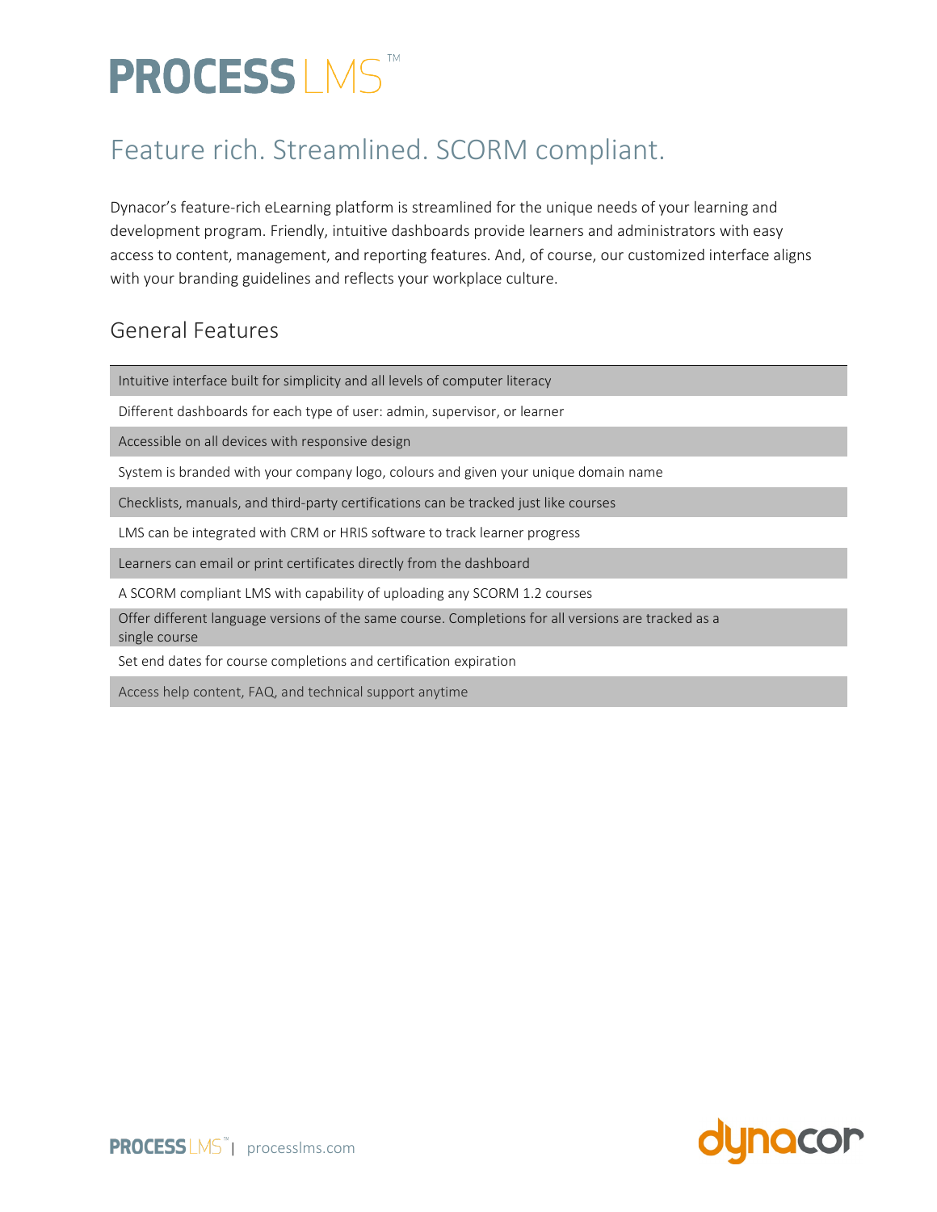# PROCESS LMS™

## Feature rich. Streamlined. SCORM compliant.

Dynacor's feature-rich eLearning platform is streamlined for the unique needs of your learning and development program. Friendly, intuitive dashboards provide learners and administrators with easy access to content, management, and reporting features. And, of course, our customized interface aligns with your branding guidelines and reflects your workplace culture.

### General Features

| |
|---|
| Intuitive interface built for simplicity and all levels of computer literacy |
| Different dashboards for each type of user: admin, supervisor, or learner |
| Accessible on all devices with responsive design |
| System is branded with your company logo, colours and given your unique domain name |
| Checklists, manuals, and third-party certifications can be tracked just like courses |
| LMS can be integrated with CRM or HRIS software to track learner progress |
| Learners can email or print certificates directly from the dashboard |
| A SCORM compliant LMS with capability of uploading any SCORM 1.2 courses |
| Offer different language versions of the same course. Completions for all versions are tracked as a single course |
| Set end dates for course completions and certification expiration |
| Access help content, FAQ, and technical support anytime |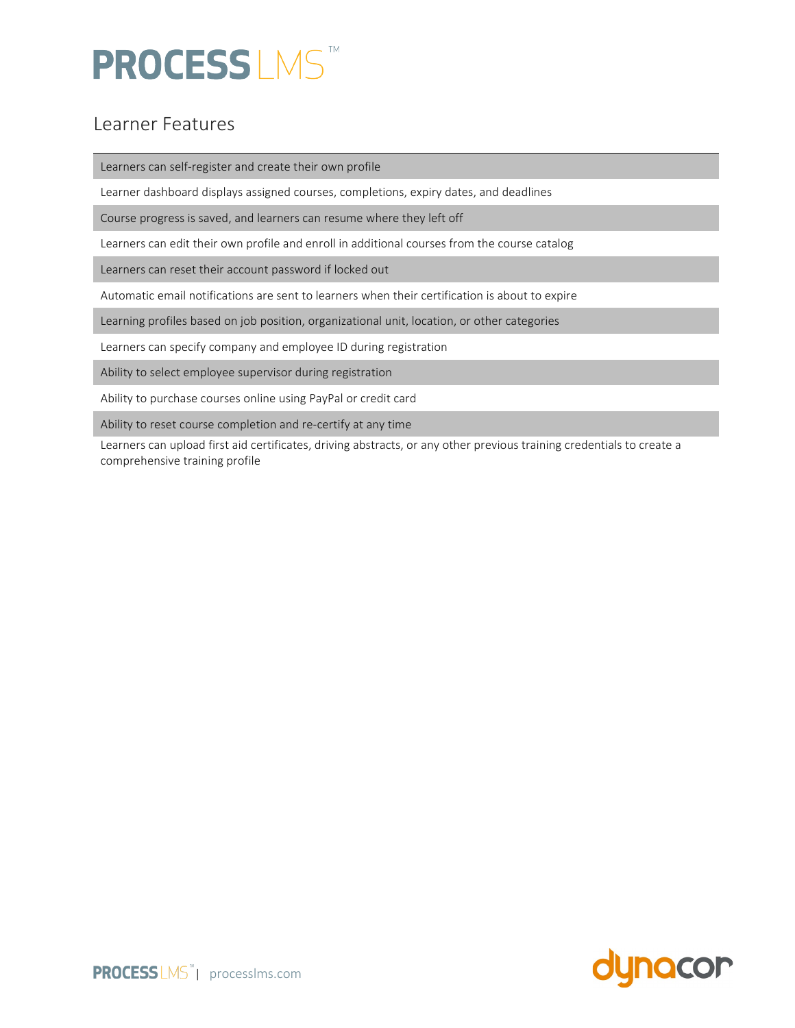# PROCESS LMS™

## Learner Features

- Learners can self-register and create their own profile
- Learner dashboard displays assigned courses, completions, expiry dates, and deadlines
- Course progress is saved, and learners can resume where they left off
- Learners can edit their own profile and enroll in additional courses from the course catalog
- Learners can reset their account password if locked out
- Automatic email notifications are sent to learners when their certification is about to expire
- Learning profiles based on job position, organizational unit, location, or other categories
- Learners can specify company and employee ID during registration
- Ability to select employee supervisor during registration
- Ability to purchase courses online using PayPal or credit card
- Ability to reset course completion and re-certify at any time
- Learners can upload first aid certificates, driving abstracts, or any other previous training credentials to create a comprehensive training profile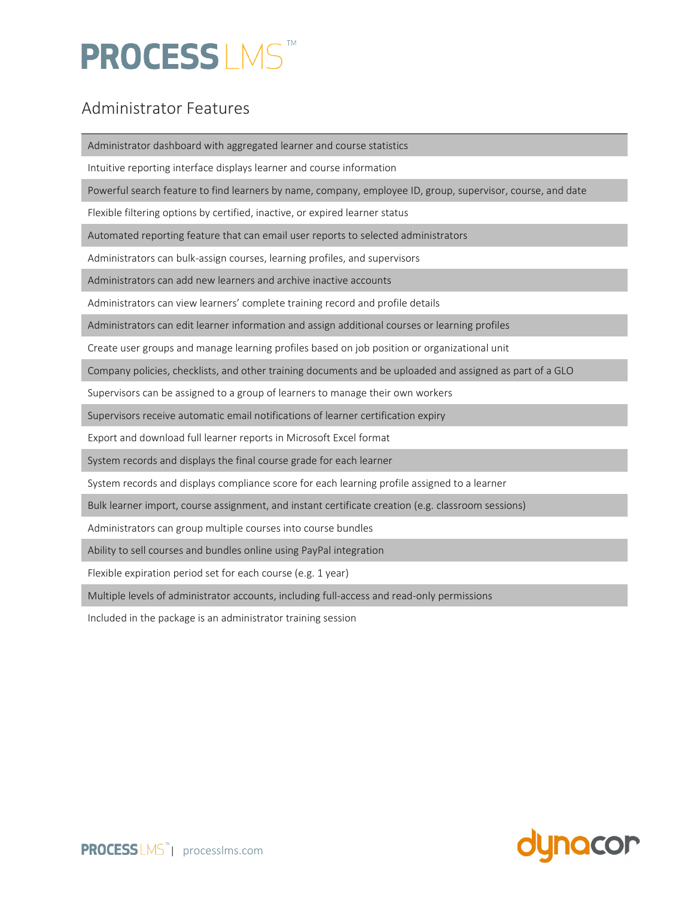# PROCESS LMS™

## Administrator Features

| |
|---|
| Administrator dashboard with aggregated learner and course statistics |
| Intuitive reporting interface displays learner and course information |
| Powerful search feature to find learners by name, company, employee ID, group, supervisor, course, and date |
| Flexible filtering options by certified, inactive, or expired learner status |
| Automated reporting feature that can email user reports to selected administrators |
| Administrators can bulk-assign courses, learning profiles, and supervisors |
| Administrators can add new learners and archive inactive accounts |
| Administrators can view learners' complete training record and profile details |
| Administrators can edit learner information and assign additional courses or learning profiles |
| Create user groups and manage learning profiles based on job position or organizational unit |
| Company policies, checklists, and other training documents and be uploaded and assigned as part of a GLO |
| Supervisors can be assigned to a group of learners to manage their own workers |
| Supervisors receive automatic email notifications of learner certification expiry |
| Export and download full learner reports in Microsoft Excel format |
| System records and displays the final course grade for each learner |
| System records and displays compliance score for each learning profile assigned to a learner |
| Bulk learner import, course assignment, and instant certificate creation (e.g. classroom sessions) |
| Administrators can group multiple courses into course bundles |
| Ability to sell courses and bundles online using PayPal integration |
| Flexible expiration period set for each course (e.g. 1 year) |
| Multiple levels of administrator accounts, including full-access and read-only permissions |
| Included in the package is an administrator training session |